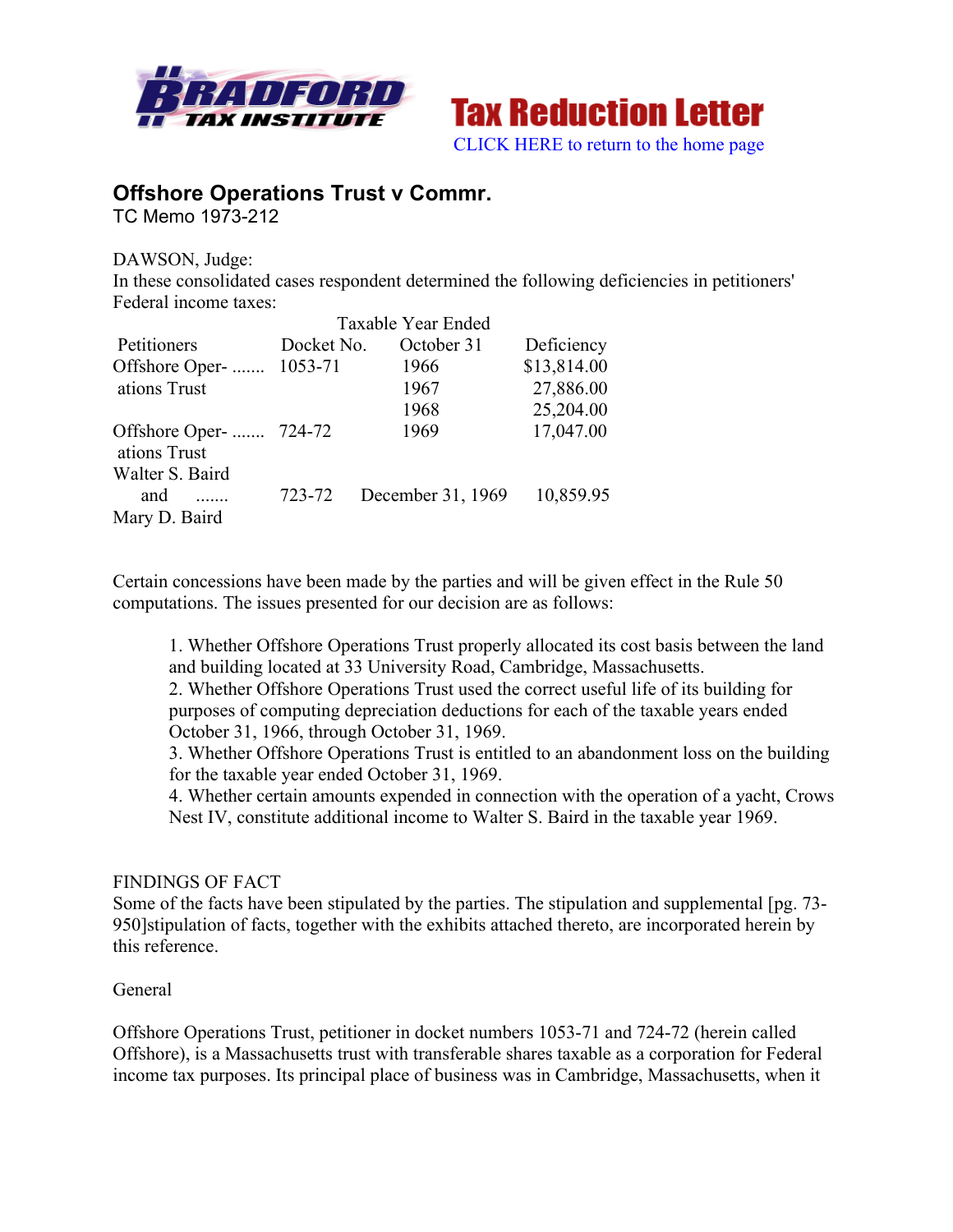Bradford Tax Institute — Tax Reduction Letter

CLICK HERE to return to the home page

# Offshore Operations Trust v Commr.

TC Memo 1973-212

DAWSON, Judge:

In these consolidated cases respondent determined the following deficiencies in petitioners' Federal income taxes:

| Petitioners | Docket No. | Taxable Year Ended October 31 | Deficiency |
|---|---|---|---|
| Offshore Operations Trust ....... | 1053-71 | 1966 | $13,814.00 |
| | | 1967 | 27,886.00 |
| | | 1968 | 25,204.00 |
| Offshore Operations Trust ....... | 724-72 | 1969 | 17,047.00 |
| Walter S. Baird and ....... Mary D. Baird | 723-72 | December 31, 1969 | 10,859.95 |

Certain concessions have been made by the parties and will be given effect in the Rule 50 computations. The issues presented for our decision are as follows:

1. Whether Offshore Operations Trust properly allocated its cost basis between the land and building located at 33 University Road, Cambridge, Massachusetts.
2. Whether Offshore Operations Trust used the correct useful life of its building for purposes of computing depreciation deductions for each of the taxable years ended October 31, 1966, through October 31, 1969.
3. Whether Offshore Operations Trust is entitled to an abandonment loss on the building for the taxable year ended October 31, 1969.
4. Whether certain amounts expended in connection with the operation of a yacht, Crows Nest IV, constitute additional income to Walter S. Baird in the taxable year 1969.

FINDINGS OF FACT

Some of the facts have been stipulated by the parties. The stipulation and supplemental [pg. 73-950]stipulation of facts, together with the exhibits attached thereto, are incorporated herein by this reference.

General

Offshore Operations Trust, petitioner in docket numbers 1053-71 and 724-72 (herein called Offshore), is a Massachusetts trust with transferable shares taxable as a corporation for Federal income tax purposes. Its principal place of business was in Cambridge, Massachusetts, when it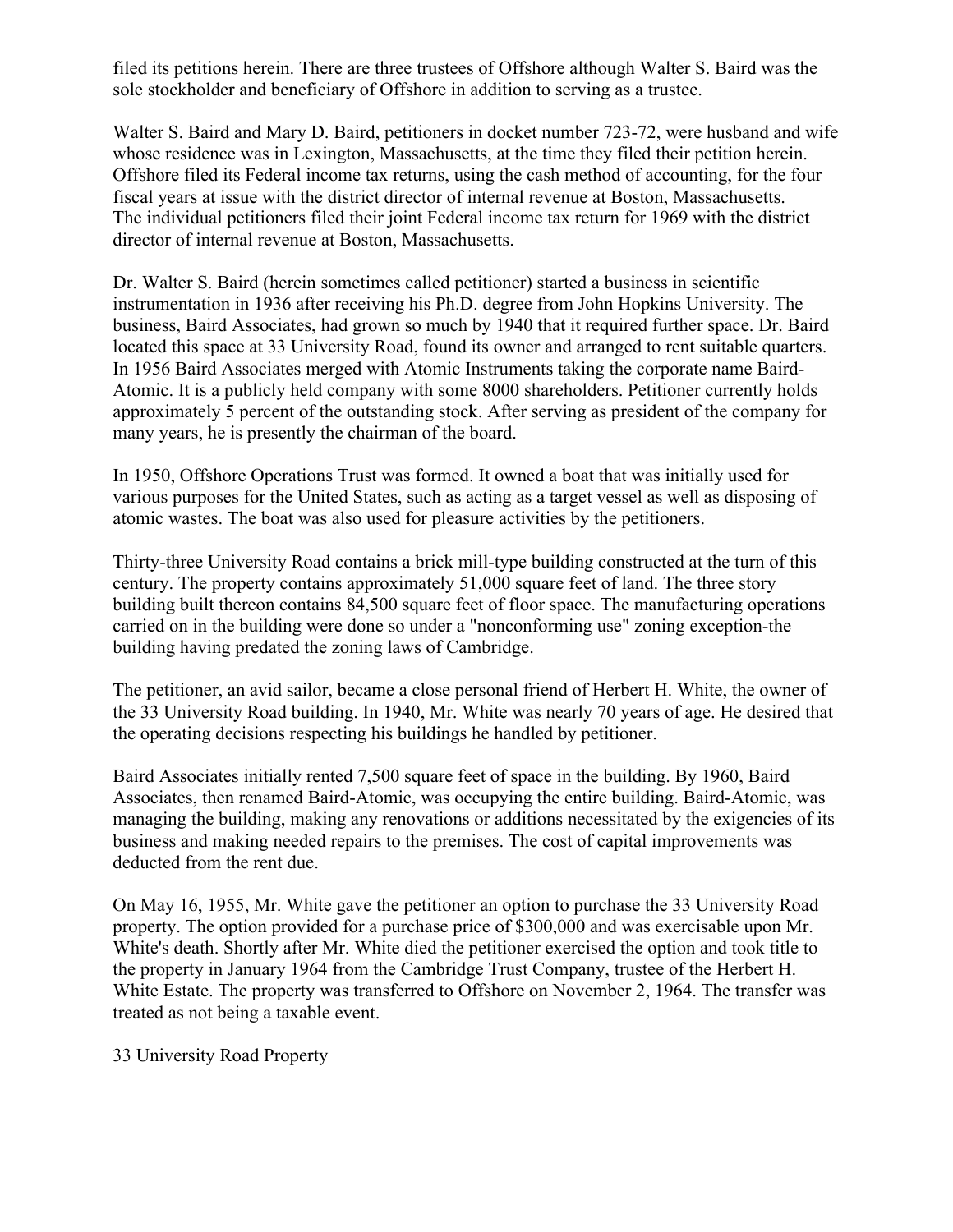filed its petitions herein. There are three trustees of Offshore although Walter S. Baird was the sole stockholder and beneficiary of Offshore in addition to serving as a trustee.

Walter S. Baird and Mary D. Baird, petitioners in docket number 723-72, were husband and wife whose residence was in Lexington, Massachusetts, at the time they filed their petition herein. Offshore filed its Federal income tax returns, using the cash method of accounting, for the four fiscal years at issue with the district director of internal revenue at Boston, Massachusetts. The individual petitioners filed their joint Federal income tax return for 1969 with the district director of internal revenue at Boston, Massachusetts.

Dr. Walter S. Baird (herein sometimes called petitioner) started a business in scientific instrumentation in 1936 after receiving his Ph.D. degree from John Hopkins University. The business, Baird Associates, had grown so much by 1940 that it required further space. Dr. Baird located this space at 33 University Road, found its owner and arranged to rent suitable quarters. In 1956 Baird Associates merged with Atomic Instruments taking the corporate name Baird-Atomic. It is a publicly held company with some 8000 shareholders. Petitioner currently holds approximately 5 percent of the outstanding stock. After serving as president of the company for many years, he is presently the chairman of the board.

In 1950, Offshore Operations Trust was formed. It owned a boat that was initially used for various purposes for the United States, such as acting as a target vessel as well as disposing of atomic wastes. The boat was also used for pleasure activities by the petitioners.

Thirty-three University Road contains a brick mill-type building constructed at the turn of this century. The property contains approximately 51,000 square feet of land. The three story building built thereon contains 84,500 square feet of floor space. The manufacturing operations carried on in the building were done so under a "nonconforming use" zoning exception-the building having predated the zoning laws of Cambridge.

The petitioner, an avid sailor, became a close personal friend of Herbert H. White, the owner of the 33 University Road building. In 1940, Mr. White was nearly 70 years of age. He desired that the operating decisions respecting his buildings he handled by petitioner.

Baird Associates initially rented 7,500 square feet of space in the building. By 1960, Baird Associates, then renamed Baird-Atomic, was occupying the entire building. Baird-Atomic, was managing the building, making any renovations or additions necessitated by the exigencies of its business and making needed repairs to the premises. The cost of capital improvements was deducted from the rent due.

On May 16, 1955, Mr. White gave the petitioner an option to purchase the 33 University Road property. The option provided for a purchase price of $300,000 and was exercisable upon Mr. White's death. Shortly after Mr. White died the petitioner exercised the option and took title to the property in January 1964 from the Cambridge Trust Company, trustee of the Herbert H. White Estate. The property was transferred to Offshore on November 2, 1964. The transfer was treated as not being a taxable event.

33 University Road Property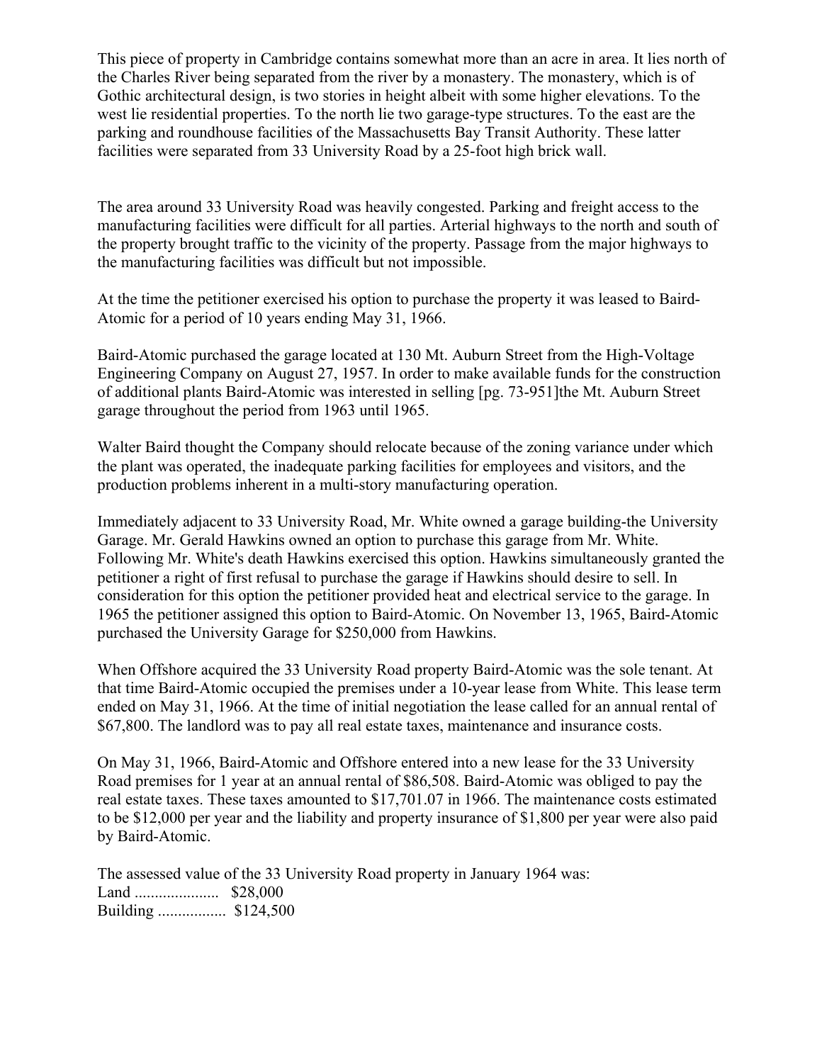This piece of property in Cambridge contains somewhat more than an acre in area. It lies north of the Charles River being separated from the river by a monastery. The monastery, which is of Gothic architectural design, is two stories in height albeit with some higher elevations. To the west lie residential properties. To the north lie two garage-type structures. To the east are the parking and roundhouse facilities of the Massachusetts Bay Transit Authority. These latter facilities were separated from 33 University Road by a 25-foot high brick wall.

The area around 33 University Road was heavily congested. Parking and freight access to the manufacturing facilities were difficult for all parties. Arterial highways to the north and south of the property brought traffic to the vicinity of the property. Passage from the major highways to the manufacturing facilities was difficult but not impossible.

At the time the petitioner exercised his option to purchase the property it was leased to Baird-Atomic for a period of 10 years ending May 31, 1966.

Baird-Atomic purchased the garage located at 130 Mt. Auburn Street from the High-Voltage Engineering Company on August 27, 1957. In order to make available funds for the construction of additional plants Baird-Atomic was interested in selling [pg. 73-951]the Mt. Auburn Street garage throughout the period from 1963 until 1965.

Walter Baird thought the Company should relocate because of the zoning variance under which the plant was operated, the inadequate parking facilities for employees and visitors, and the production problems inherent in a multi-story manufacturing operation.

Immediately adjacent to 33 University Road, Mr. White owned a garage building-the University Garage. Mr. Gerald Hawkins owned an option to purchase this garage from Mr. White. Following Mr. White's death Hawkins exercised this option. Hawkins simultaneously granted the petitioner a right of first refusal to purchase the garage if Hawkins should desire to sell. In consideration for this option the petitioner provided heat and electrical service to the garage. In 1965 the petitioner assigned this option to Baird-Atomic. On November 13, 1965, Baird-Atomic purchased the University Garage for $250,000 from Hawkins.

When Offshore acquired the 33 University Road property Baird-Atomic was the sole tenant. At that time Baird-Atomic occupied the premises under a 10-year lease from White. This lease term ended on May 31, 1966. At the time of initial negotiation the lease called for an annual rental of $67,800. The landlord was to pay all real estate taxes, maintenance and insurance costs.

On May 31, 1966, Baird-Atomic and Offshore entered into a new lease for the 33 University Road premises for 1 year at an annual rental of $86,508. Baird-Atomic was obliged to pay the real estate taxes. These taxes amounted to $17,701.07 in 1966. The maintenance costs estimated to be $12,000 per year and the liability and property insurance of $1,800 per year were also paid by Baird-Atomic.

The assessed value of the 33 University Road property in January 1964 was:

Land ..................... $28,000
Building ................. $124,500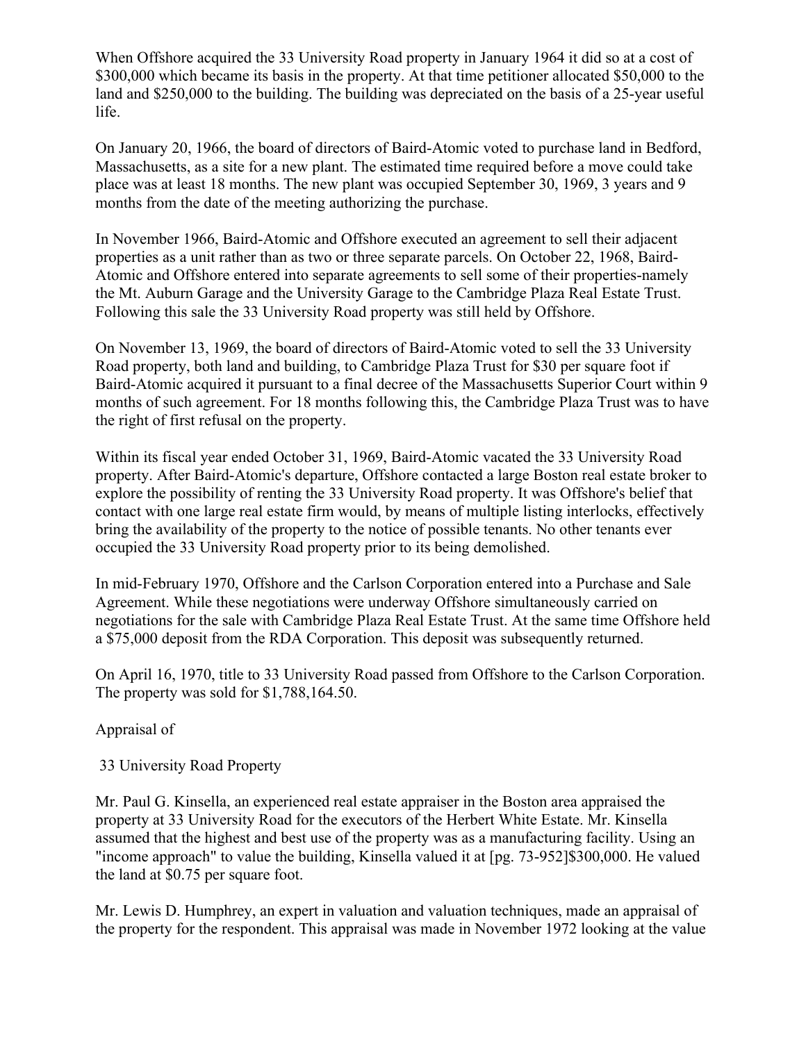When Offshore acquired the 33 University Road property in January 1964 it did so at a cost of $300,000 which became its basis in the property. At that time petitioner allocated $50,000 to the land and $250,000 to the building. The building was depreciated on the basis of a 25-year useful life.

On January 20, 1966, the board of directors of Baird-Atomic voted to purchase land in Bedford, Massachusetts, as a site for a new plant. The estimated time required before a move could take place was at least 18 months. The new plant was occupied September 30, 1969, 3 years and 9 months from the date of the meeting authorizing the purchase.

In November 1966, Baird-Atomic and Offshore executed an agreement to sell their adjacent properties as a unit rather than as two or three separate parcels. On October 22, 1968, Baird-Atomic and Offshore entered into separate agreements to sell some of their properties-namely the Mt. Auburn Garage and the University Garage to the Cambridge Plaza Real Estate Trust. Following this sale the 33 University Road property was still held by Offshore.

On November 13, 1969, the board of directors of Baird-Atomic voted to sell the 33 University Road property, both land and building, to Cambridge Plaza Trust for $30 per square foot if Baird-Atomic acquired it pursuant to a final decree of the Massachusetts Superior Court within 9 months of such agreement. For 18 months following this, the Cambridge Plaza Trust was to have the right of first refusal on the property.

Within its fiscal year ended October 31, 1969, Baird-Atomic vacated the 33 University Road property. After Baird-Atomic's departure, Offshore contacted a large Boston real estate broker to explore the possibility of renting the 33 University Road property. It was Offshore's belief that contact with one large real estate firm would, by means of multiple listing interlocks, effectively bring the availability of the property to the notice of possible tenants. No other tenants ever occupied the 33 University Road property prior to its being demolished.

In mid-February 1970, Offshore and the Carlson Corporation entered into a Purchase and Sale Agreement. While these negotiations were underway Offshore simultaneously carried on negotiations for the sale with Cambridge Plaza Real Estate Trust. At the same time Offshore held a $75,000 deposit from the RDA Corporation. This deposit was subsequently returned.

On April 16, 1970, title to 33 University Road passed from Offshore to the Carlson Corporation. The property was sold for $1,788,164.50.

Appraisal of

33 University Road Property

Mr. Paul G. Kinsella, an experienced real estate appraiser in the Boston area appraised the property at 33 University Road for the executors of the Herbert White Estate. Mr. Kinsella assumed that the highest and best use of the property was as a manufacturing facility. Using an "income approach" to value the building, Kinsella valued it at [pg. 73-952]$300,000. He valued the land at $0.75 per square foot.

Mr. Lewis D. Humphrey, an expert in valuation and valuation techniques, made an appraisal of the property for the respondent. This appraisal was made in November 1972 looking at the value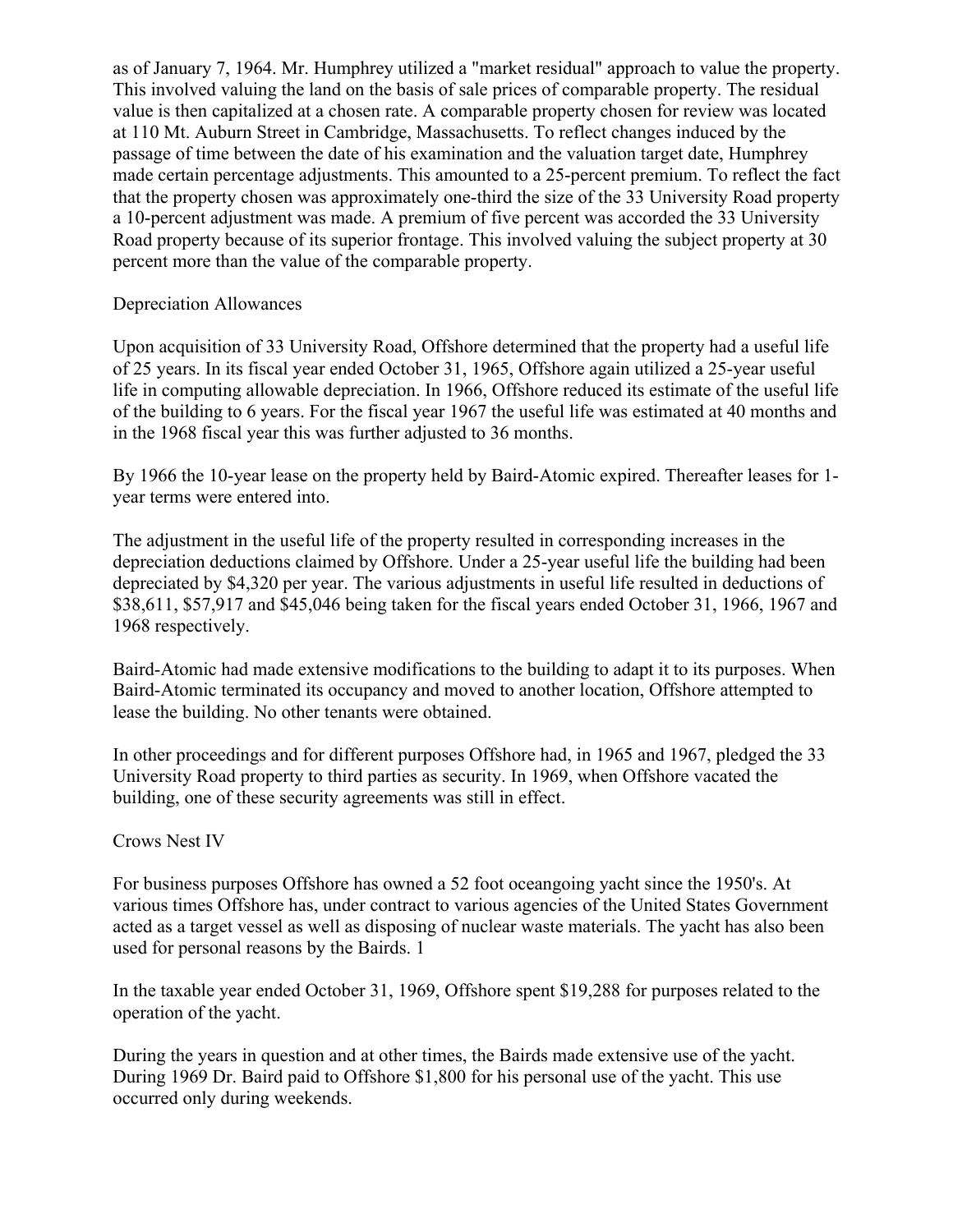as of January 7, 1964. Mr. Humphrey utilized a "market residual" approach to value the property. This involved valuing the land on the basis of sale prices of comparable property. The residual value is then capitalized at a chosen rate. A comparable property chosen for review was located at 110 Mt. Auburn Street in Cambridge, Massachusetts. To reflect changes induced by the passage of time between the date of his examination and the valuation target date, Humphrey made certain percentage adjustments. This amounted to a 25-percent premium. To reflect the fact that the property chosen was approximately one-third the size of the 33 University Road property a 10-percent adjustment was made. A premium of five percent was accorded the 33 University Road property because of its superior frontage. This involved valuing the subject property at 30 percent more than the value of the comparable property.

## Depreciation Allowances

Upon acquisition of 33 University Road, Offshore determined that the property had a useful life of 25 years. In its fiscal year ended October 31, 1965, Offshore again utilized a 25-year useful life in computing allowable depreciation. In 1966, Offshore reduced its estimate of the useful life of the building to 6 years. For the fiscal year 1967 the useful life was estimated at 40 months and in the 1968 fiscal year this was further adjusted to 36 months.

By 1966 the 10-year lease on the property held by Baird-Atomic expired. Thereafter leases for 1-year terms were entered into.

The adjustment in the useful life of the property resulted in corresponding increases in the depreciation deductions claimed by Offshore. Under a 25-year useful life the building had been depreciated by $4,320 per year. The various adjustments in useful life resulted in deductions of $38,611, $57,917 and $45,046 being taken for the fiscal years ended October 31, 1966, 1967 and 1968 respectively.

Baird-Atomic had made extensive modifications to the building to adapt it to its purposes. When Baird-Atomic terminated its occupancy and moved to another location, Offshore attempted to lease the building. No other tenants were obtained.

In other proceedings and for different purposes Offshore had, in 1965 and 1967, pledged the 33 University Road property to third parties as security. In 1969, when Offshore vacated the building, one of these security agreements was still in effect.

## Crows Nest IV

For business purposes Offshore has owned a 52 foot oceangoing yacht since the 1950's. At various times Offshore has, under contract to various agencies of the United States Government acted as a target vessel as well as disposing of nuclear waste materials. The yacht has also been used for personal reasons by the Bairds. [1]

In the taxable year ended October 31, 1969, Offshore spent $19,288 for purposes related to the operation of the yacht.

During the years in question and at other times, the Bairds made extensive use of the yacht. During 1969 Dr. Baird paid to Offshore $1,800 for his personal use of the yacht. This use occurred only during weekends.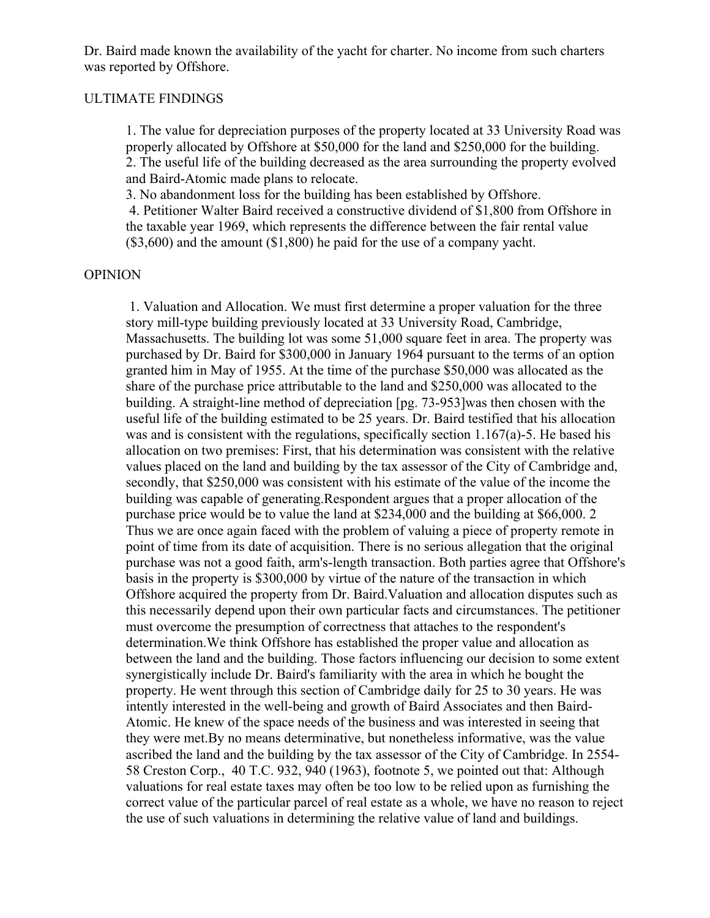Dr. Baird made known the availability of the yacht for charter. No income from such charters was reported by Offshore.

ULTIMATE FINDINGS

1. The value for depreciation purposes of the property located at 33 University Road was properly allocated by Offshore at $50,000 for the land and $250,000 for the building.
2. The useful life of the building decreased as the area surrounding the property evolved and Baird-Atomic made plans to relocate.
3. No abandonment loss for the building has been established by Offshore.
4. Petitioner Walter Baird received a constructive dividend of $1,800 from Offshore in the taxable year 1969, which represents the difference between the fair rental value ($3,600) and the amount ($1,800) he paid for the use of a company yacht.

OPINION

1. Valuation and Allocation. We must first determine a proper valuation for the three story mill-type building previously located at 33 University Road, Cambridge, Massachusetts. The building lot was some 51,000 square feet in area. The property was purchased by Dr. Baird for $300,000 in January 1964 pursuant to the terms of an option granted him in May of 1955. At the time of the purchase $50,000 was allocated as the share of the purchase price attributable to the land and $250,000 was allocated to the building. A straight-line method of depreciation [pg. 73-953]was then chosen with the useful life of the building estimated to be 25 years. Dr. Baird testified that his allocation was and is consistent with the regulations, specifically section 1.167(a)-5. He based his allocation on two premises: First, that his determination was consistent with the relative values placed on the land and building by the tax assessor of the City of Cambridge and, secondly, that $250,000 was consistent with his estimate of the value of the income the building was capable of generating.Respondent argues that a proper allocation of the purchase price would be to value the land at $234,000 and the building at $66,000. 2 Thus we are once again faced with the problem of valuing a piece of property remote in point of time from its date of acquisition. There is no serious allegation that the original purchase was not a good faith, arm's-length transaction. Both parties agree that Offshore's basis in the property is $300,000 by virtue of the nature of the transaction in which Offshore acquired the property from Dr. Baird.Valuation and allocation disputes such as this necessarily depend upon their own particular facts and circumstances. The petitioner must overcome the presumption of correctness that attaches to the respondent's determination.We think Offshore has established the proper value and allocation as between the land and the building. Those factors influencing our decision to some extent synergistically include Dr. Baird's familiarity with the area in which he bought the property. He went through this section of Cambridge daily for 25 to 30 years. He was intently interested in the well-being and growth of Baird Associates and then Baird-Atomic. He knew of the space needs of the business and was interested in seeing that they were met.By no means determinative, but nonetheless informative, was the value ascribed the land and the building by the tax assessor of the City of Cambridge. In 2554-58 Creston Corp., 40 T.C. 932, 940 (1963), footnote 5, we pointed out that: Although valuations for real estate taxes may often be too low to be relied upon as furnishing the correct value of the particular parcel of real estate as a whole, we have no reason to reject the use of such valuations in determining the relative value of land and buildings.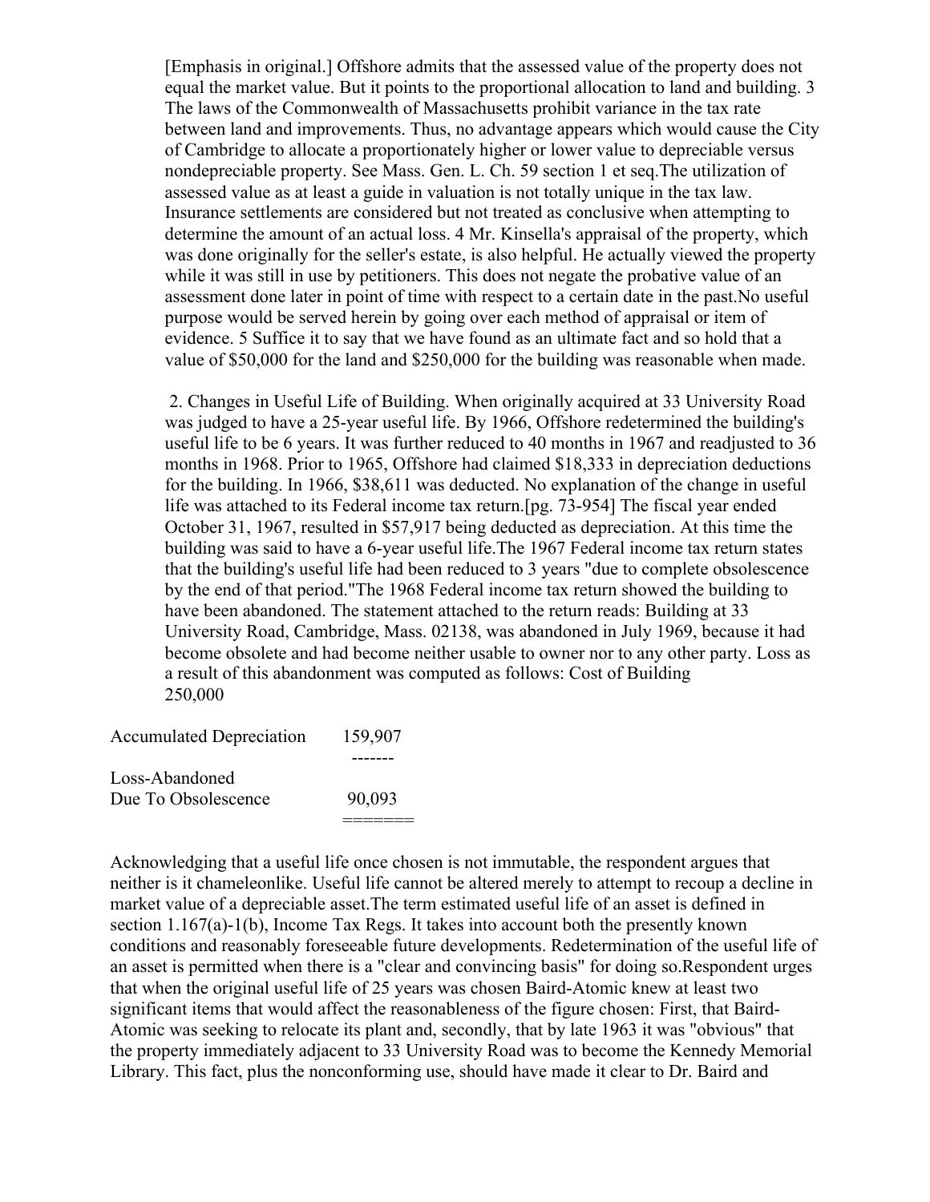[Emphasis in original.] Offshore admits that the assessed value of the property does not equal the market value. But it points to the proportional allocation to land and building. 3 The laws of the Commonwealth of Massachusetts prohibit variance in the tax rate between land and improvements. Thus, no advantage appears which would cause the City of Cambridge to allocate a proportionately higher or lower value to depreciable versus nondepreciable property. See Mass. Gen. L. Ch. 59 section 1 et seq.The utilization of assessed value as at least a guide in valuation is not totally unique in the tax law. Insurance settlements are considered but not treated as conclusive when attempting to determine the amount of an actual loss. 4 Mr. Kinsella's appraisal of the property, which was done originally for the seller's estate, is also helpful. He actually viewed the property while it was still in use by petitioners. This does not negate the probative value of an assessment done later in point of time with respect to a certain date in the past.No useful purpose would be served herein by going over each method of appraisal or item of evidence. 5 Suffice it to say that we have found as an ultimate fact and so hold that a value of $50,000 for the land and $250,000 for the building was reasonable when made.

2. Changes in Useful Life of Building. When originally acquired at 33 University Road was judged to have a 25-year useful life. By 1966, Offshore redetermined the building's useful life to be 6 years. It was further reduced to 40 months in 1967 and readjusted to 36 months in 1968. Prior to 1965, Offshore had claimed $18,333 in depreciation deductions for the building. In 1966, $38,611 was deducted. No explanation of the change in useful life was attached to its Federal income tax return.[pg. 73-954] The fiscal year ended October 31, 1967, resulted in $57,917 being deducted as depreciation. At this time the building was said to have a 6-year useful life.The 1967 Federal income tax return states that the building's useful life had been reduced to 3 years "due to complete obsolescence by the end of that period."The 1968 Federal income tax return showed the building to have been abandoned. The statement attached to the return reads: Building at 33 University Road, Cambridge, Mass. 02138, was abandoned in July 1969, because it had become obsolete and had become neither usable to owner nor to any other party. Loss as a result of this abandonment was computed as follows: Cost of Building 250,000

| | |
|---|---|
| Accumulated Depreciation | 159,907 |
| Loss-Abandoned Due To Obsolescence | 90,093 |

Acknowledging that a useful life once chosen is not immutable, the respondent argues that neither is it chameleonlike. Useful life cannot be altered merely to attempt to recoup a decline in market value of a depreciable asset.The term estimated useful life of an asset is defined in section 1.167(a)-1(b), Income Tax Regs. It takes into account both the presently known conditions and reasonably foreseeable future developments. Redetermination of the useful life of an asset is permitted when there is a "clear and convincing basis" for doing so.Respondent urges that when the original useful life of 25 years was chosen Baird-Atomic knew at least two significant items that would affect the reasonableness of the figure chosen: First, that Baird-Atomic was seeking to relocate its plant and, secondly, that by late 1963 it was "obvious" that the property immediately adjacent to 33 University Road was to become the Kennedy Memorial Library. This fact, plus the nonconforming use, should have made it clear to Dr. Baird and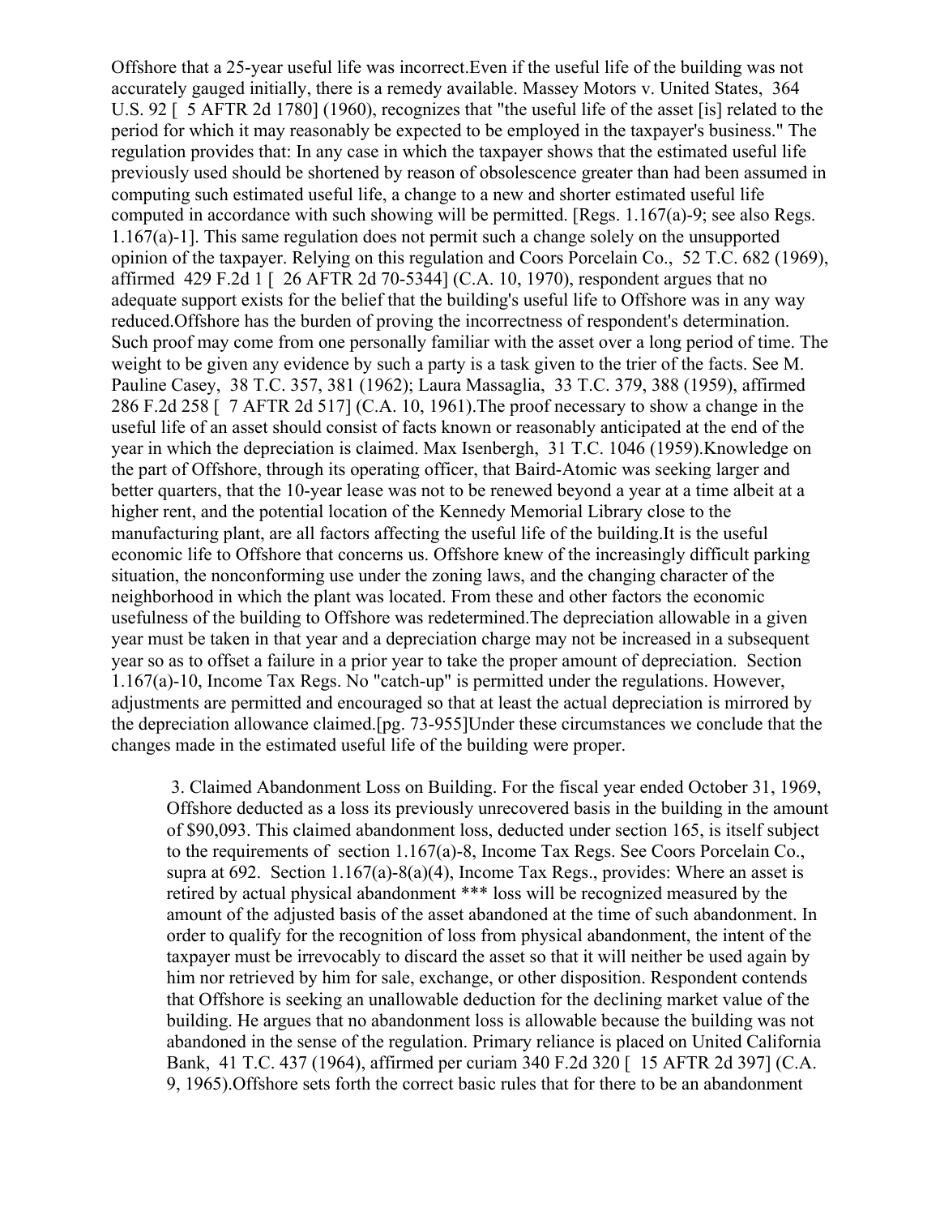Offshore that a 25-year useful life was incorrect.Even if the useful life of the building was not accurately gauged initially, there is a remedy available. Massey Motors v. United States, 364 U.S. 92 [ 5 AFTR 2d 1780] (1960), recognizes that "the useful life of the asset [is] related to the period for which it may reasonably be expected to be employed in the taxpayer's business." The regulation provides that: In any case in which the taxpayer shows that the estimated useful life previously used should be shortened by reason of obsolescence greater than had been assumed in computing such estimated useful life, a change to a new and shorter estimated useful life computed in accordance with such showing will be permitted. [Regs. 1.167(a)-9; see also Regs. 1.167(a)-1]. This same regulation does not permit such a change solely on the unsupported opinion of the taxpayer. Relying on this regulation and Coors Porcelain Co., 52 T.C. 682 (1969), affirmed 429 F.2d 1 [ 26 AFTR 2d 70-5344] (C.A. 10, 1970), respondent argues that no adequate support exists for the belief that the building's useful life to Offshore was in any way reduced.Offshore has the burden of proving the incorrectness of respondent's determination. Such proof may come from one personally familiar with the asset over a long period of time. The weight to be given any evidence by such a party is a task given to the trier of the facts. See M. Pauline Casey, 38 T.C. 357, 381 (1962); Laura Massaglia, 33 T.C. 379, 388 (1959), affirmed 286 F.2d 258 [ 7 AFTR 2d 517] (C.A. 10, 1961).The proof necessary to show a change in the useful life of an asset should consist of facts known or reasonably anticipated at the end of the year in which the depreciation is claimed. Max Isenbergh, 31 T.C. 1046 (1959).Knowledge on the part of Offshore, through its operating officer, that Baird-Atomic was seeking larger and better quarters, that the 10-year lease was not to be renewed beyond a year at a time albeit at a higher rent, and the potential location of the Kennedy Memorial Library close to the manufacturing plant, are all factors affecting the useful life of the building.It is the useful economic life to Offshore that concerns us. Offshore knew of the increasingly difficult parking situation, the nonconforming use under the zoning laws, and the changing character of the neighborhood in which the plant was located. From these and other factors the economic usefulness of the building to Offshore was redetermined.The depreciation allowable in a given year must be taken in that year and a depreciation charge may not be increased in a subsequent year so as to offset a failure in a prior year to take the proper amount of depreciation. Section 1.167(a)-10, Income Tax Regs. No "catch-up" is permitted under the regulations. However, adjustments are permitted and encouraged so that at least the actual depreciation is mirrored by the depreciation allowance claimed.[pg. 73-955]Under these circumstances we conclude that the changes made in the estimated useful life of the building were proper.

3. Claimed Abandonment Loss on Building. For the fiscal year ended October 31, 1969, Offshore deducted as a loss its previously unrecovered basis in the building in the amount of $90,093. This claimed abandonment loss, deducted under section 165, is itself subject to the requirements of section 1.167(a)-8, Income Tax Regs. See Coors Porcelain Co., supra at 692. Section 1.167(a)-8(a)(4), Income Tax Regs., provides: Where an asset is retired by actual physical abandonment *** loss will be recognized measured by the amount of the adjusted basis of the asset abandoned at the time of such abandonment. In order to qualify for the recognition of loss from physical abandonment, the intent of the taxpayer must be irrevocably to discard the asset so that it will neither be used again by him nor retrieved by him for sale, exchange, or other disposition. Respondent contends that Offshore is seeking an unallowable deduction for the declining market value of the building. He argues that no abandonment loss is allowable because the building was not abandoned in the sense of the regulation. Primary reliance is placed on United California Bank, 41 T.C. 437 (1964), affirmed per curiam 340 F.2d 320 [ 15 AFTR 2d 397] (C.A. 9, 1965).Offshore sets forth the correct basic rules that for there to be an abandonment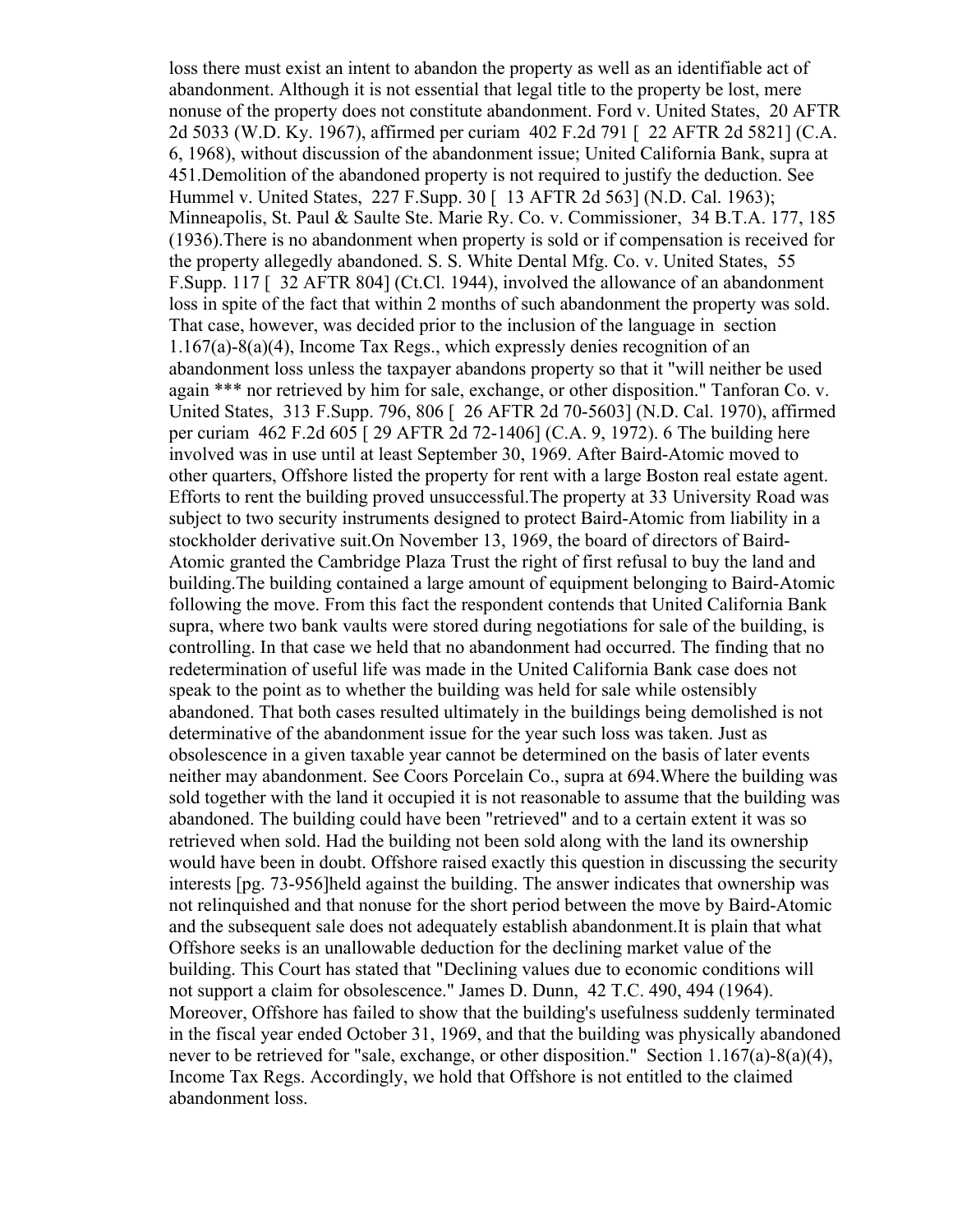loss there must exist an intent to abandon the property as well as an identifiable act of abandonment. Although it is not essential that legal title to the property be lost, mere nonuse of the property does not constitute abandonment. Ford v. United States, 20 AFTR 2d 5033 (W.D. Ky. 1967), affirmed per curiam 402 F.2d 791 [ 22 AFTR 2d 5821] (C.A. 6, 1968), without discussion of the abandonment issue; United California Bank, supra at 451.Demolition of the abandoned property is not required to justify the deduction. See Hummel v. United States, 227 F.Supp. 30 [ 13 AFTR 2d 563] (N.D. Cal. 1963); Minneapolis, St. Paul & Saulte Ste. Marie Ry. Co. v. Commissioner, 34 B.T.A. 177, 185 (1936).There is no abandonment when property is sold or if compensation is received for the property allegedly abandoned. S. S. White Dental Mfg. Co. v. United States, 55 F.Supp. 117 [ 32 AFTR 804] (Ct.Cl. 1944), involved the allowance of an abandonment loss in spite of the fact that within 2 months of such abandonment the property was sold. That case, however, was decided prior to the inclusion of the language in section 1.167(a)-8(a)(4), Income Tax Regs., which expressly denies recognition of an abandonment loss unless the taxpayer abandons property so that it "will neither be used again *** nor retrieved by him for sale, exchange, or other disposition." Tanforan Co. v. United States, 313 F.Supp. 796, 806 [ 26 AFTR 2d 70-5603] (N.D. Cal. 1970), affirmed per curiam 462 F.2d 605 [ 29 AFTR 2d 72-1406] (C.A. 9, 1972). 6 The building here involved was in use until at least September 30, 1969. After Baird-Atomic moved to other quarters, Offshore listed the property for rent with a large Boston real estate agent. Efforts to rent the building proved unsuccessful.The property at 33 University Road was subject to two security instruments designed to protect Baird-Atomic from liability in a stockholder derivative suit.On November 13, 1969, the board of directors of Baird-Atomic granted the Cambridge Plaza Trust the right of first refusal to buy the land and building.The building contained a large amount of equipment belonging to Baird-Atomic following the move. From this fact the respondent contends that United California Bank supra, where two bank vaults were stored during negotiations for sale of the building, is controlling. In that case we held that no abandonment had occurred. The finding that no redetermination of useful life was made in the United California Bank case does not speak to the point as to whether the building was held for sale while ostensibly abandoned. That both cases resulted ultimately in the buildings being demolished is not determinative of the abandonment issue for the year such loss was taken. Just as obsolescence in a given taxable year cannot be determined on the basis of later events neither may abandonment. See Coors Porcelain Co., supra at 694.Where the building was sold together with the land it occupied it is not reasonable to assume that the building was abandoned. The building could have been "retrieved" and to a certain extent it was so retrieved when sold. Had the building not been sold along with the land its ownership would have been in doubt. Offshore raised exactly this question in discussing the security interests [pg. 73-956]held against the building. The answer indicates that ownership was not relinquished and that nonuse for the short period between the move by Baird-Atomic and the subsequent sale does not adequately establish abandonment.It is plain that what Offshore seeks is an unallowable deduction for the declining market value of the building. This Court has stated that "Declining values due to economic conditions will not support a claim for obsolescence." James D. Dunn, 42 T.C. 490, 494 (1964). Moreover, Offshore has failed to show that the building's usefulness suddenly terminated in the fiscal year ended October 31, 1969, and that the building was physically abandoned never to be retrieved for "sale, exchange, or other disposition." Section 1.167(a)-8(a)(4), Income Tax Regs. Accordingly, we hold that Offshore is not entitled to the claimed abandonment loss.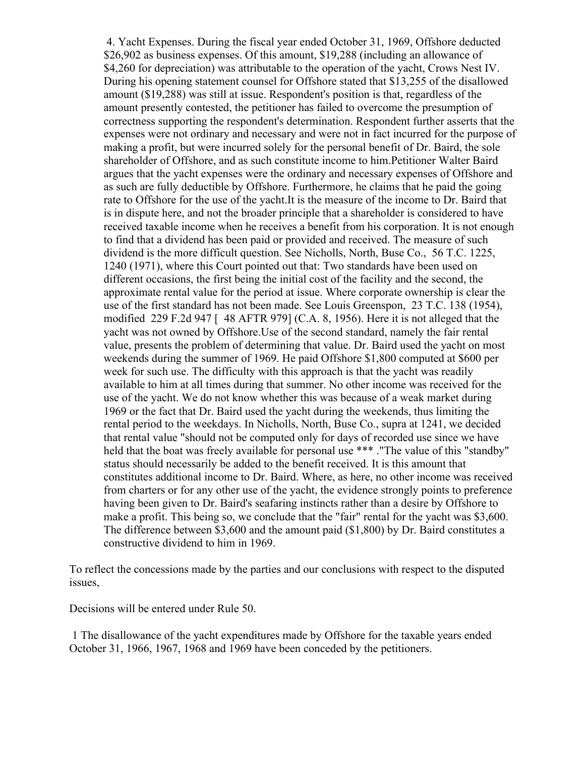4. Yacht Expenses. During the fiscal year ended October 31, 1969, Offshore deducted $26,902 as business expenses. Of this amount, $19,288 (including an allowance of $4,260 for depreciation) was attributable to the operation of the yacht, Crows Nest IV. During his opening statement counsel for Offshore stated that $13,255 of the disallowed amount ($19,288) was still at issue. Respondent's position is that, regardless of the amount presently contested, the petitioner has failed to overcome the presumption of correctness supporting the respondent's determination. Respondent further asserts that the expenses were not ordinary and necessary and were not in fact incurred for the purpose of making a profit, but were incurred solely for the personal benefit of Dr. Baird, the sole shareholder of Offshore, and as such constitute income to him.Petitioner Walter Baird argues that the yacht expenses were the ordinary and necessary expenses of Offshore and as such are fully deductible by Offshore. Furthermore, he claims that he paid the going rate to Offshore for the use of the yacht.It is the measure of the income to Dr. Baird that is in dispute here, and not the broader principle that a shareholder is considered to have received taxable income when he receives a benefit from his corporation. It is not enough to find that a dividend has been paid or provided and received. The measure of such dividend is the more difficult question. See Nicholls, North, Buse Co., 56 T.C. 1225, 1240 (1971), where this Court pointed out that: Two standards have been used on different occasions, the first being the initial cost of the facility and the second, the approximate rental value for the period at issue. Where corporate ownership is clear the use of the first standard has not been made. See Louis Greenspon, 23 T.C. 138 (1954), modified 229 F.2d 947 [ 48 AFTR 979] (C.A. 8, 1956). Here it is not alleged that the yacht was not owned by Offshore.Use of the second standard, namely the fair rental value, presents the problem of determining that value. Dr. Baird used the yacht on most weekends during the summer of 1969. He paid Offshore $1,800 computed at $600 per week for such use. The difficulty with this approach is that the yacht was readily available to him at all times during that summer. No other income was received for the use of the yacht. We do not know whether this was because of a weak market during 1969 or the fact that Dr. Baird used the yacht during the weekends, thus limiting the rental period to the weekdays. In Nicholls, North, Buse Co., supra at 1241, we decided that rental value "should not be computed only for days of recorded use since we have held that the boat was freely available for personal use *** ."The value of this "standby" status should necessarily be added to the benefit received. It is this amount that constitutes additional income to Dr. Baird. Where, as here, no other income was received from charters or for any other use of the yacht, the evidence strongly points to preference having been given to Dr. Baird's seafaring instincts rather than a desire by Offshore to make a profit. This being so, we conclude that the "fair" rental for the yacht was $3,600. The difference between $3,600 and the amount paid ($1,800) by Dr. Baird constitutes a constructive dividend to him in 1969.

To reflect the concessions made by the parties and our conclusions with respect to the disputed issues,

Decisions will be entered under Rule 50.

1 The disallowance of the yacht expenditures made by Offshore for the taxable years ended October 31, 1966, 1967, 1968 and 1969 have been conceded by the petitioners.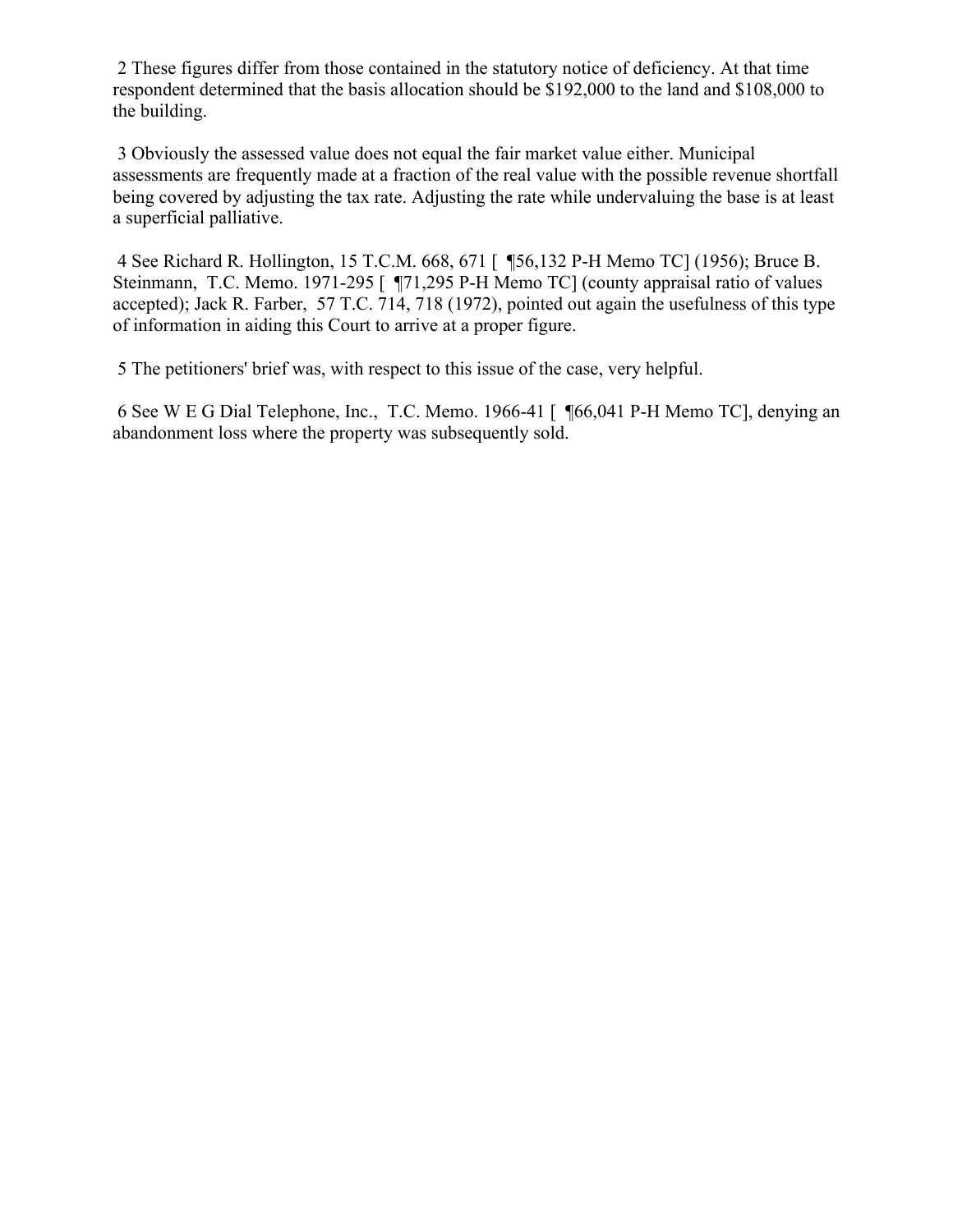2 These figures differ from those contained in the statutory notice of deficiency. At that time respondent determined that the basis allocation should be $192,000 to the land and $108,000 to the building.

3 Obviously the assessed value does not equal the fair market value either. Municipal assessments are frequently made at a fraction of the real value with the possible revenue shortfall being covered by adjusting the tax rate. Adjusting the rate while undervaluing the base is at least a superficial palliative.

4 See Richard R. Hollington, 15 T.C.M. 668, 671 [ ¶56,132 P-H Memo TC] (1956); Bruce B. Steinmann, T.C. Memo. 1971-295 [ ¶71,295 P-H Memo TC] (county appraisal ratio of values accepted); Jack R. Farber, 57 T.C. 714, 718 (1972), pointed out again the usefulness of this type of information in aiding this Court to arrive at a proper figure.

5 The petitioners' brief was, with respect to this issue of the case, very helpful.

6 See W E G Dial Telephone, Inc., T.C. Memo. 1966-41 [ ¶66,041 P-H Memo TC], denying an abandonment loss where the property was subsequently sold.